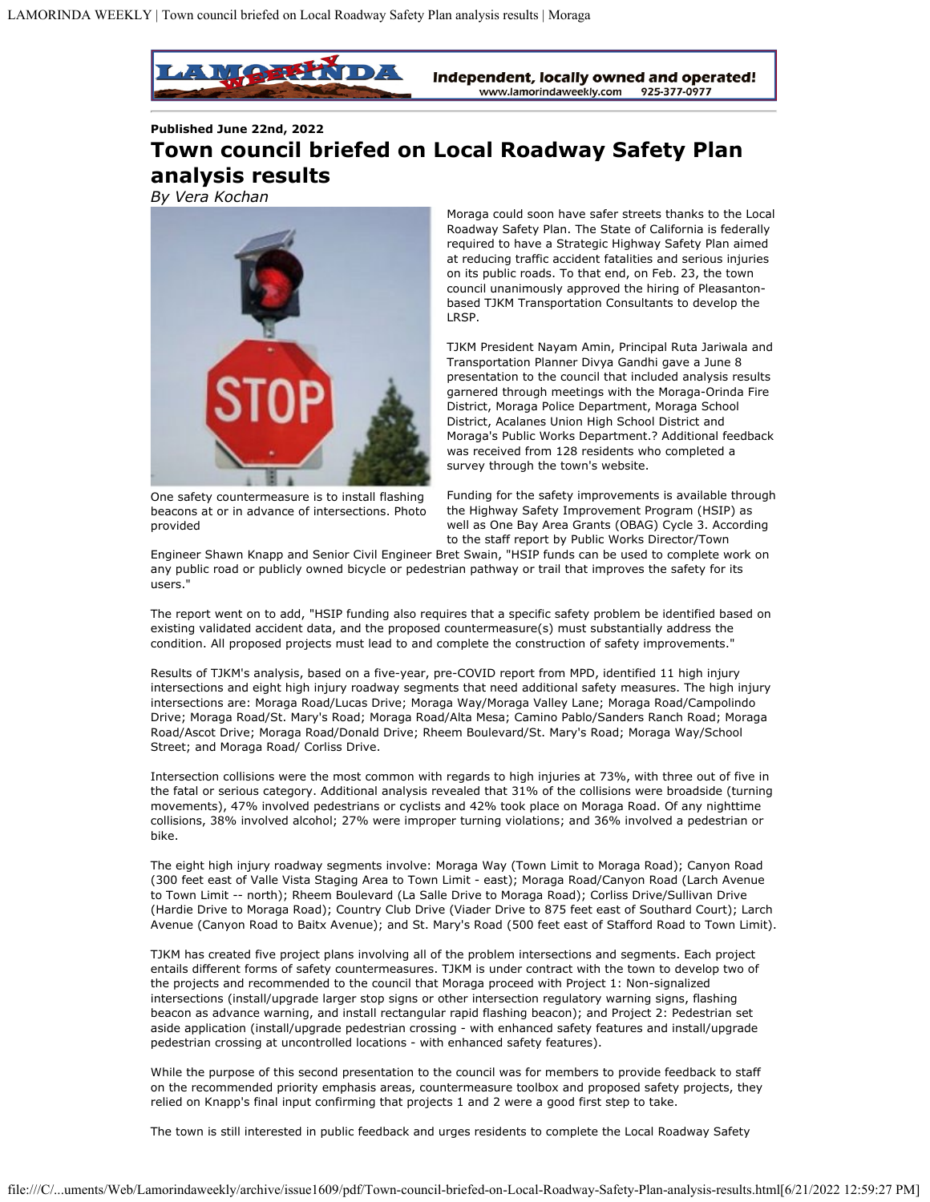Published June 22nd, 2022

# Town council briefed on Local Roadway Safety Plan analysis results

*By Vera Kochan*

One safety countermeasure is to install flashing beacons at or in advance of intersections. Photo provided

Moraga could soon have safer streets thanks to the Local Roadway Safety Plan. The State of California is federally required to have a Strategic Highway Safety Plan aimed at reducing traffic accident fatalities and serious injuries on its public roads. To that end, on Feb. 23, the town council unanimously approved the hiring of Pleasanton-based TJKM Transportation Consultants to develop the LRSP.

TJKM President Nayam Amin, Principal Ruta Jariwala and Transportation Planner Divya Gandhi gave a June 8 presentation to the council that included analysis results garnered through meetings with the Moraga-Orinda Fire District, Moraga Police Department, Moraga School District, Acalanes Union High School District and Moraga's Public Works Department.? Additional feedback was received from 128 residents who completed a survey through the town's website.

Funding for the safety improvements is available through the Highway Safety Improvement Program (HSIP) as well as One Bay Area Grants (OBAG) Cycle 3. According to the staff report by Public Works Director/Town Engineer Shawn Knapp and Senior Civil Engineer Bret Swain, "HSIP funds can be used to complete work on any public road or publicly owned bicycle or pedestrian pathway or trail that improves the safety for its users."

The report went on to add, "HSIP funding also requires that a specific safety problem be identified based on existing validated accident data, and the proposed countermeasure(s) must substantially address the condition. All proposed projects must lead to and complete the construction of safety improvements."

Results of TJKM's analysis, based on a five-year, pre-COVID report from MPD, identified 11 high injury intersections and eight high injury roadway segments that need additional safety measures. The high injury intersections are: Moraga Road/Lucas Drive; Moraga Way/Moraga Valley Lane; Moraga Road/Campolindo Drive; Moraga Road/St. Mary's Road; Moraga Road/Alta Mesa; Camino Pablo/Sanders Ranch Road; Moraga Road/Ascot Drive; Moraga Road/Donald Drive; Rheem Boulevard/St. Mary's Road; Moraga Way/School Street; and Moraga Road/ Corliss Drive.

Intersection collisions were the most common with regards to high injuries at 73%, with three out of five in the fatal or serious category. Additional analysis revealed that 31% of the collisions were broadside (turning movements), 47% involved pedestrians or cyclists and 42% took place on Moraga Road. Of any nighttime collisions, 38% involved alcohol; 27% were improper turning violations; and 36% involved a pedestrian or bike.

The eight high injury roadway segments involve: Moraga Way (Town Limit to Moraga Road); Canyon Road (300 feet east of Valle Vista Staging Area to Town Limit - east); Moraga Road/Canyon Road (Larch Avenue to Town Limit -- north); Rheem Boulevard (La Salle Drive to Moraga Road); Corliss Drive/Sullivan Drive (Hardie Drive to Moraga Road); Country Club Drive (Viader Drive to 875 feet east of Southard Court); Larch Avenue (Canyon Road to Baitx Avenue); and St. Mary's Road (500 feet east of Stafford Road to Town Limit).

TJKM has created five project plans involving all of the problem intersections and segments. Each project entails different forms of safety countermeasures. TJKM is under contract with the town to develop two of the projects and recommended to the council that Moraga proceed with Project 1: Non-signalized intersections (install/upgrade larger stop signs or other intersection regulatory warning signs, flashing beacon as advance warning, and install rectangular rapid flashing beacon); and Project 2: Pedestrian set aside application (install/upgrade pedestrian crossing - with enhanced safety features and install/upgrade pedestrian crossing at uncontrolled locations - with enhanced safety features).

While the purpose of this second presentation to the council was for members to provide feedback to staff on the recommended priority emphasis areas, countermeasure toolbox and proposed safety projects, they relied on Knapp's final input confirming that projects 1 and 2 were a good first step to take.

The town is still interested in public feedback and urges residents to complete the Local Roadway Safety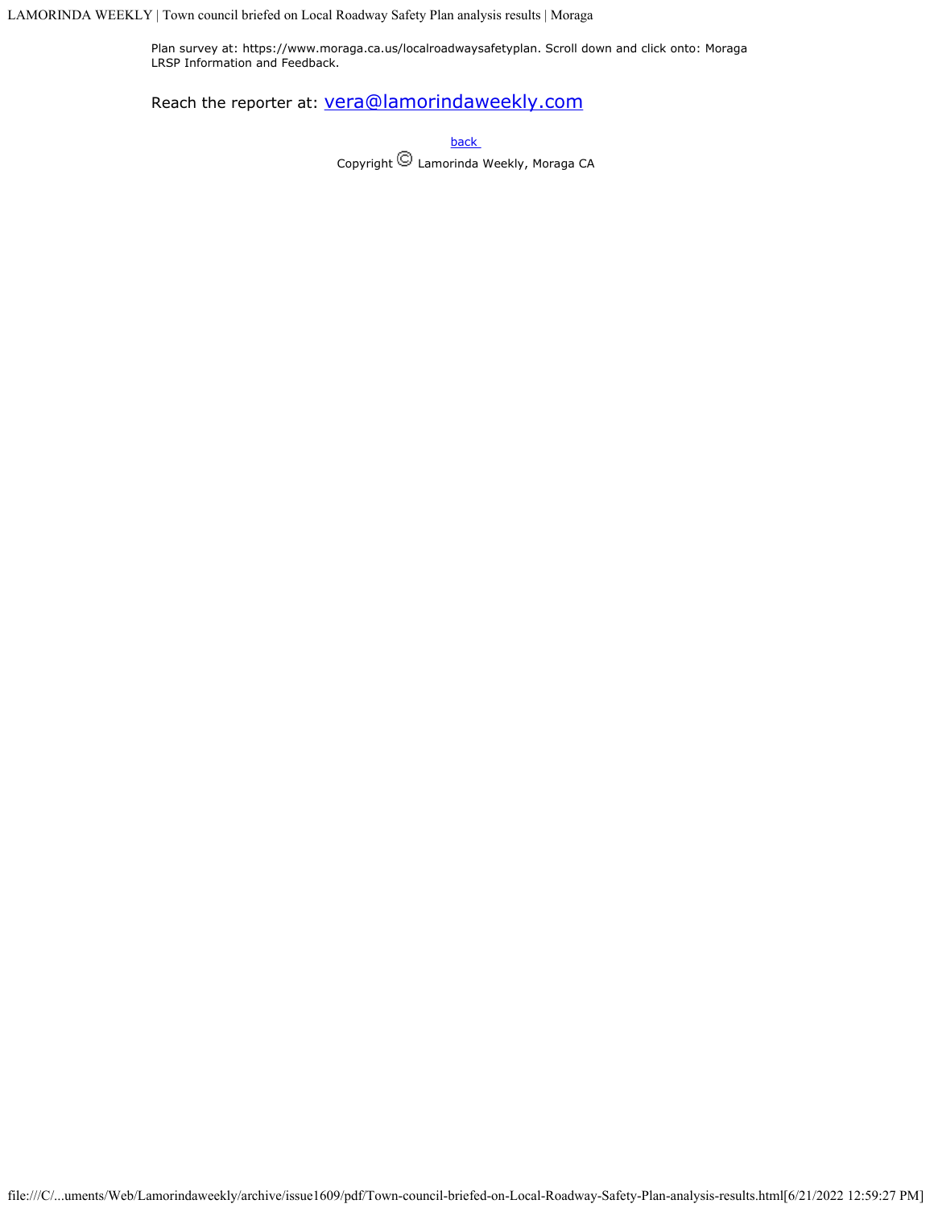Plan survey at: https://www.moraga.ca.us/localroadwaysafetyplan. Scroll down and click onto: Moraga LRSP Information and Feedback.

Reach the reporter at: vera@lamorindaweekly.com

back

Copyright © Lamorinda Weekly, Moraga CA